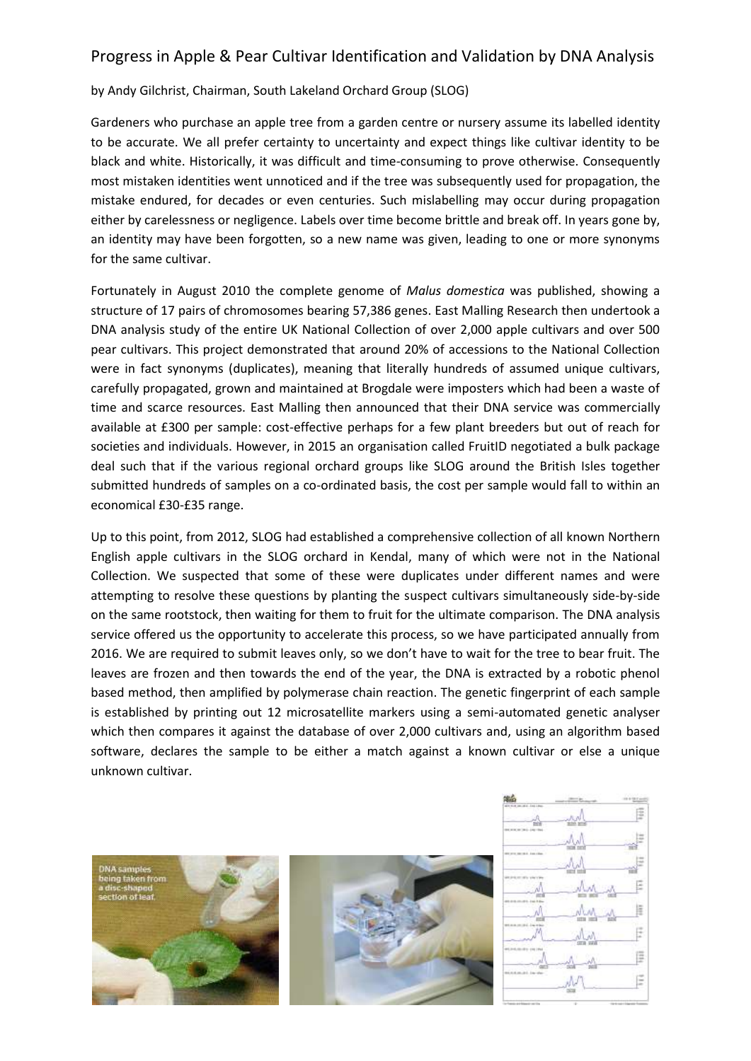# Progress in Apple & Pear Cultivar Identification and Validation by DNA Analysis

by Andy Gilchrist, Chairman, South Lakeland Orchard Group (SLOG)

Gardeners who purchase an apple tree from a garden centre or nursery assume its labelled identity to be accurate. We all prefer certainty to uncertainty and expect things like cultivar identity to be black and white. Historically, it was difficult and time-consuming to prove otherwise. Consequently most mistaken identities went unnoticed and if the tree was subsequently used for propagation, the mistake endured, for decades or even centuries. Such mislabelling may occur during propagation either by carelessness or negligence. Labels over time become brittle and break off. In years gone by, an identity may have been forgotten, so a new name was given, leading to one or more synonyms for the same cultivar.

Fortunately in August 2010 the complete genome of *Malus domestica* was published, showing a structure of 17 pairs of chromosomes bearing 57,386 genes. East Malling Research then undertook a DNA analysis study of the entire UK National Collection of over 2,000 apple cultivars and over 500 pear cultivars. This project demonstrated that around 20% of accessions to the National Collection were in fact synonyms (duplicates), meaning that literally hundreds of assumed unique cultivars, carefully propagated, grown and maintained at Brogdale were imposters which had been a waste of time and scarce resources. East Malling then announced that their DNA service was commercially available at £300 per sample: cost-effective perhaps for a few plant breeders but out of reach for societies and individuals. However, in 2015 an organisation called FruitID negotiated a bulk package deal such that if the various regional orchard groups like SLOG around the British Isles together submitted hundreds of samples on a co-ordinated basis, the cost per sample would fall to within an economical £30-£35 range.

Up to this point, from 2012, SLOG had established a comprehensive collection of all known Northern English apple cultivars in the SLOG orchard in Kendal, many of which were not in the National Collection. We suspected that some of these were duplicates under different names and were attempting to resolve these questions by planting the suspect cultivars simultaneously side-by-side on the same rootstock, then waiting for them to fruit for the ultimate comparison. The DNA analysis service offered us the opportunity to accelerate this process, so we have participated annually from 2016. We are required to submit leaves only, so we don't have to wait for the tree to bear fruit. The leaves are frozen and then towards the end of the year, the DNA is extracted by a robotic phenol based method, then amplified by polymerase chain reaction. The genetic fingerprint of each sample is established by printing out 12 microsatellite markers using a semi-automated genetic analyser which then compares it against the database of over 2,000 cultivars and, using an algorithm based software, declares the sample to be either a match against a known cultivar or else a unique unknown cultivar.

DNA samples being taken from a disc-shaped section of leaf.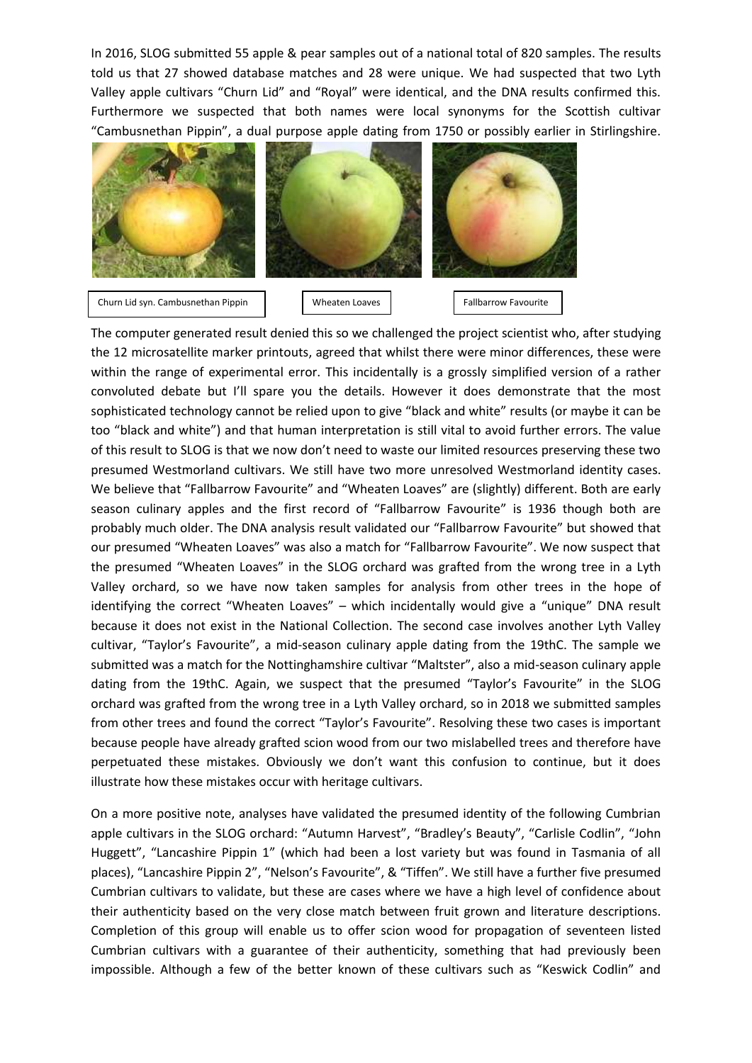In 2016, SLOG submitted 55 apple & pear samples out of a national total of 820 samples. The results told us that 27 showed database matches and 28 were unique. We had suspected that two Lyth Valley apple cultivars "Churn Lid" and "Royal" were identical, and the DNA results confirmed this. Furthermore we suspected that both names were local synonyms for the Scottish cultivar "Cambusnethan Pippin", a dual purpose apple dating from 1750 or possibly earlier in Stirlingshire.

Churn Lid syn. Cambusnethan Pippin

Wheaten Loaves

Fallbarrow Favourite

The computer generated result denied this so we challenged the project scientist who, after studying the 12 microsatellite marker printouts, agreed that whilst there were minor differences, these were within the range of experimental error. This incidentally is a grossly simplified version of a rather convoluted debate but I'll spare you the details. However it does demonstrate that the most sophisticated technology cannot be relied upon to give "black and white" results (or maybe it can be too "black and white") and that human interpretation is still vital to avoid further errors. The value of this result to SLOG is that we now don't need to waste our limited resources preserving these two presumed Westmorland cultivars. We still have two more unresolved Westmorland identity cases. We believe that "Fallbarrow Favourite" and "Wheaten Loaves" are (slightly) different. Both are early season culinary apples and the first record of "Fallbarrow Favourite" is 1936 though both are probably much older. The DNA analysis result validated our "Fallbarrow Favourite" but showed that our presumed "Wheaten Loaves" was also a match for "Fallbarrow Favourite". We now suspect that the presumed "Wheaten Loaves" in the SLOG orchard was grafted from the wrong tree in a Lyth Valley orchard, so we have now taken samples for analysis from other trees in the hope of identifying the correct "Wheaten Loaves" – which incidentally would give a "unique" DNA result because it does not exist in the National Collection. The second case involves another Lyth Valley cultivar, "Taylor's Favourite", a mid-season culinary apple dating from the 19thC. The sample we submitted was a match for the Nottinghamshire cultivar "Maltster", also a mid-season culinary apple dating from the 19thC. Again, we suspect that the presumed "Taylor's Favourite" in the SLOG orchard was grafted from the wrong tree in a Lyth Valley orchard, so in 2018 we submitted samples from other trees and found the correct "Taylor's Favourite". Resolving these two cases is important because people have already grafted scion wood from our two mislabelled trees and therefore have perpetuated these mistakes. Obviously we don't want this confusion to continue, but it does illustrate how these mistakes occur with heritage cultivars.

On a more positive note, analyses have validated the presumed identity of the following Cumbrian apple cultivars in the SLOG orchard: "Autumn Harvest", "Bradley's Beauty", "Carlisle Codlin", "John Huggett", "Lancashire Pippin 1" (which had been a lost variety but was found in Tasmania of all places), "Lancashire Pippin 2", "Nelson's Favourite", & "Tiffen". We still have a further five presumed Cumbrian cultivars to validate, but these are cases where we have a high level of confidence about their authenticity based on the very close match between fruit grown and literature descriptions. Completion of this group will enable us to offer scion wood for propagation of seventeen listed Cumbrian cultivars with a guarantee of their authenticity, something that had previously been impossible. Although a few of the better known of these cultivars such as "Keswick Codlin" and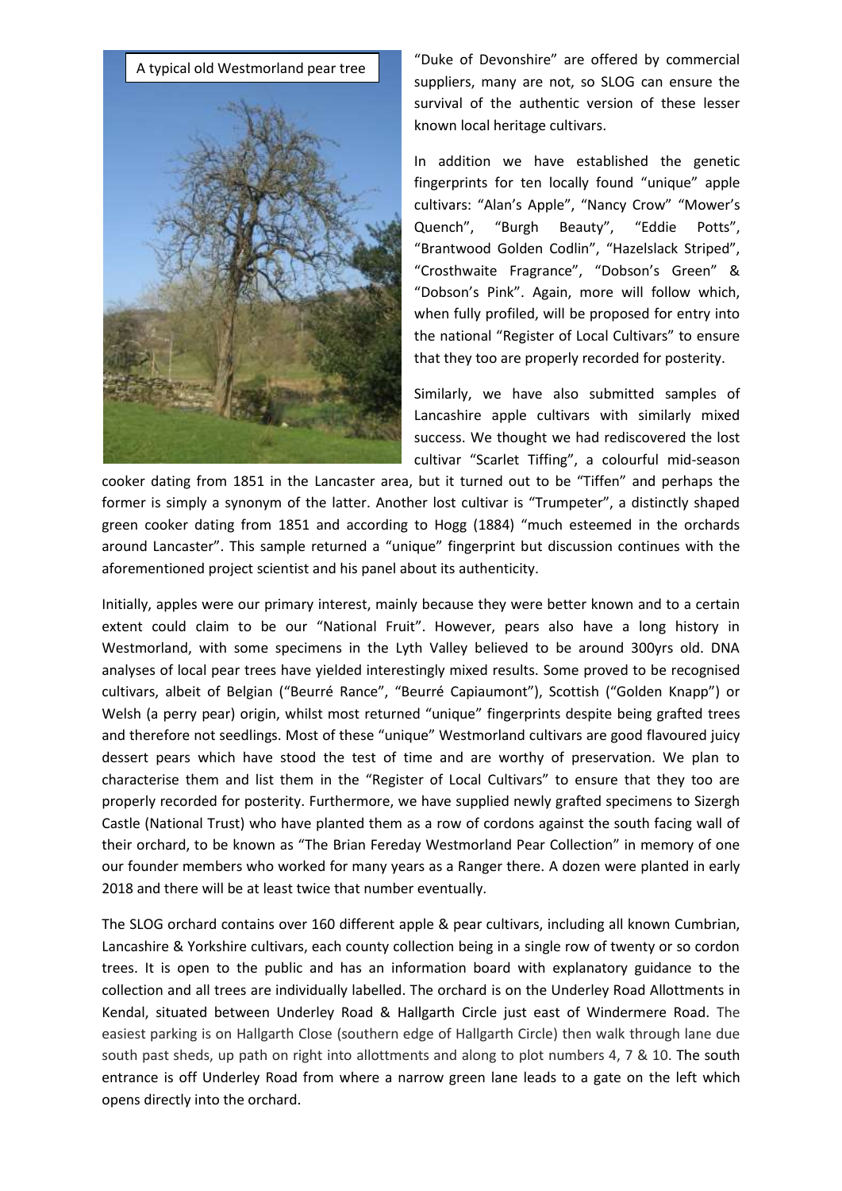A typical old Westmorland pear tree

"Duke of Devonshire" are offered by commercial suppliers, many are not, so SLOG can ensure the survival of the authentic version of these lesser known local heritage cultivars.

In addition we have established the genetic fingerprints for ten locally found "unique" apple cultivars: "Alan's Apple", "Nancy Crow" "Mower's Quench", "Burgh Beauty", "Eddie Potts", "Brantwood Golden Codlin", "Hazelslack Striped", "Crosthwaite Fragrance", "Dobson's Green" & "Dobson's Pink". Again, more will follow which, when fully profiled, will be proposed for entry into the national "Register of Local Cultivars" to ensure that they too are properly recorded for posterity.

Similarly, we have also submitted samples of Lancashire apple cultivars with similarly mixed success. We thought we had rediscovered the lost cultivar "Scarlet Tiffing", a colourful mid-season cooker dating from 1851 in the Lancaster area, but it turned out to be "Tiffen" and perhaps the former is simply a synonym of the latter. Another lost cultivar is "Trumpeter", a distinctly shaped green cooker dating from 1851 and according to Hogg (1884) "much esteemed in the orchards around Lancaster". This sample returned a "unique" fingerprint but discussion continues with the aforementioned project scientist and his panel about its authenticity.

Initially, apples were our primary interest, mainly because they were better known and to a certain extent could claim to be our "National Fruit". However, pears also have a long history in Westmorland, with some specimens in the Lyth Valley believed to be around 300yrs old. DNA analyses of local pear trees have yielded interestingly mixed results. Some proved to be recognised cultivars, albeit of Belgian ("Beurré Rance", "Beurré Capiaumont"), Scottish ("Golden Knapp") or Welsh (a perry pear) origin, whilst most returned "unique" fingerprints despite being grafted trees and therefore not seedlings. Most of these "unique" Westmorland cultivars are good flavoured juicy dessert pears which have stood the test of time and are worthy of preservation. We plan to characterise them and list them in the "Register of Local Cultivars" to ensure that they too are properly recorded for posterity. Furthermore, we have supplied newly grafted specimens to Sizergh Castle (National Trust) who have planted them as a row of cordons against the south facing wall of their orchard, to be known as "The Brian Fereday Westmorland Pear Collection" in memory of one our founder members who worked for many years as a Ranger there. A dozen were planted in early 2018 and there will be at least twice that number eventually.

The SLOG orchard contains over 160 different apple & pear cultivars, including all known Cumbrian, Lancashire & Yorkshire cultivars, each county collection being in a single row of twenty or so cordon trees. It is open to the public and has an information board with explanatory guidance to the collection and all trees are individually labelled. The orchard is on the Underley Road Allotments in Kendal, situated between Underley Road & Hallgarth Circle just east of Windermere Road. The easiest parking is on Hallgarth Close (southern edge of Hallgarth Circle) then walk through lane due south past sheds, up path on right into allottments and along to plot numbers 4, 7 & 10. The south entrance is off Underley Road from where a narrow green lane leads to a gate on the left which opens directly into the orchard.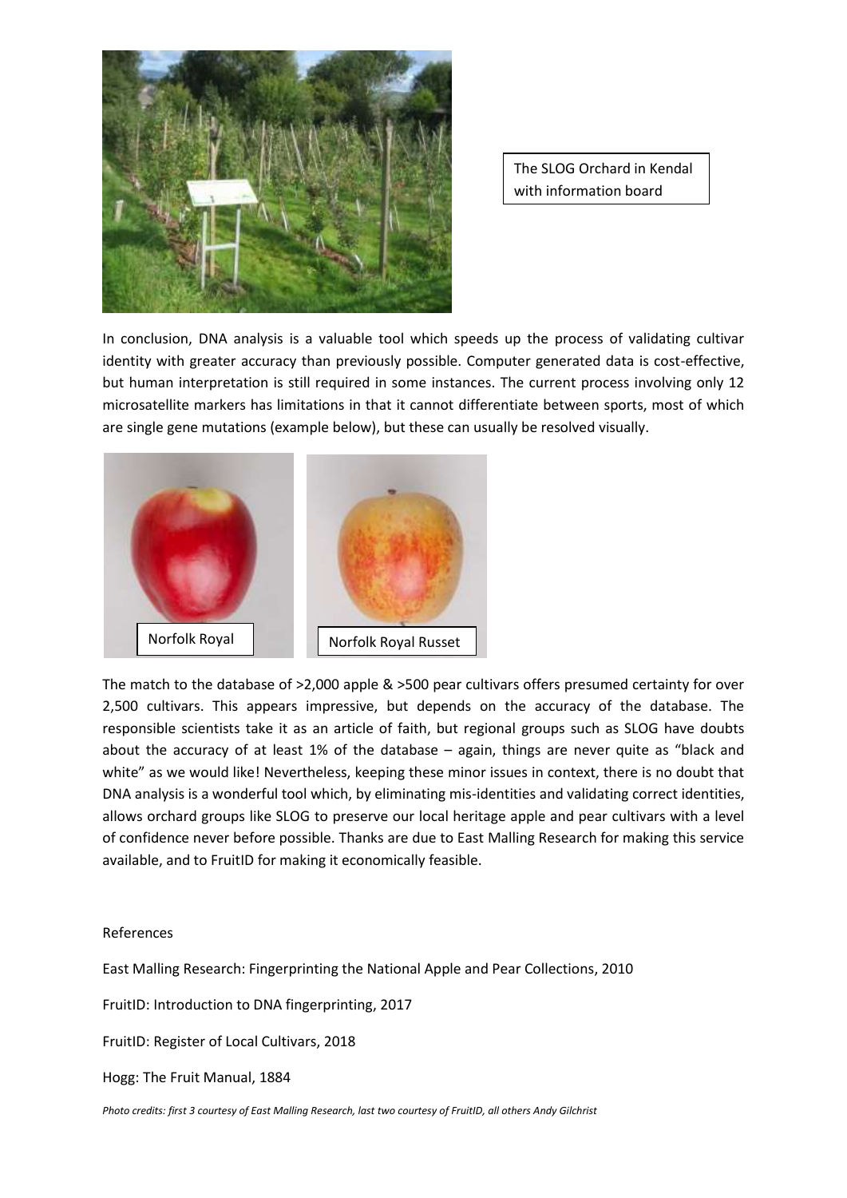The SLOG Orchard in Kendal with information board

In conclusion, DNA analysis is a valuable tool which speeds up the process of validating cultivar identity with greater accuracy than previously possible. Computer generated data is cost-effective, but human interpretation is still required in some instances. The current process involving only 12 microsatellite markers has limitations in that it cannot differentiate between sports, most of which are single gene mutations (example below), but these can usually be resolved visually.

Norfolk Royal

Norfolk Royal Russet

The match to the database of >2,000 apple & >500 pear cultivars offers presumed certainty for over 2,500 cultivars. This appears impressive, but depends on the accuracy of the database. The responsible scientists take it as an article of faith, but regional groups such as SLOG have doubts about the accuracy of at least 1% of the database – again, things are never quite as "black and white" as we would like! Nevertheless, keeping these minor issues in context, there is no doubt that DNA analysis is a wonderful tool which, by eliminating mis-identities and validating correct identities, allows orchard groups like SLOG to preserve our local heritage apple and pear cultivars with a level of confidence never before possible. Thanks are due to East Malling Research for making this service available, and to FruitID for making it economically feasible.

References

East Malling Research: Fingerprinting the National Apple and Pear Collections, 2010

FruitID: Introduction to DNA fingerprinting, 2017

FruitID: Register of Local Cultivars, 2018

Hogg: The Fruit Manual, 1884

*Photo credits: first 3 courtesy of East Malling Research, last two courtesy of FruitID, all others Andy Gilchrist*